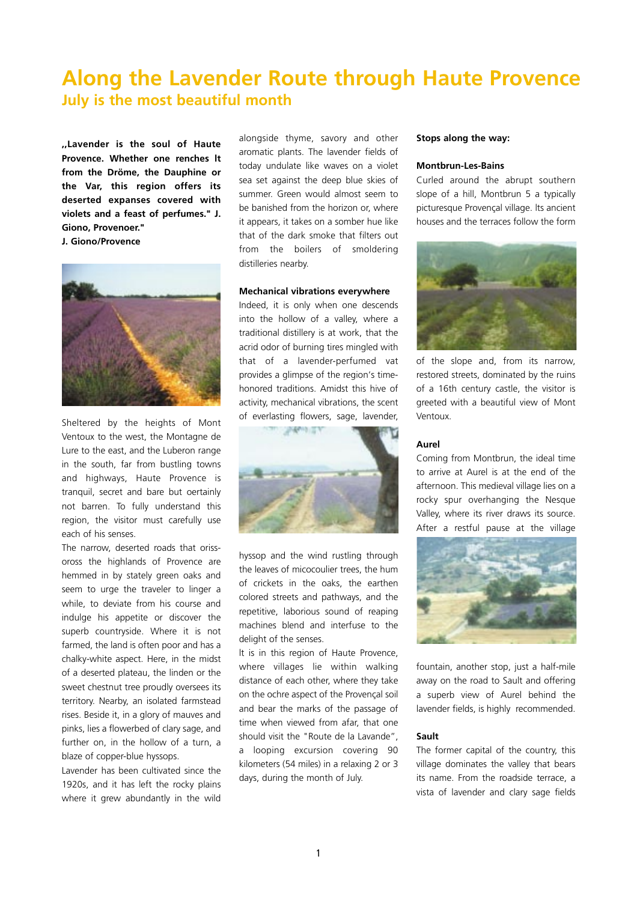# Along the Lavender Route through Haute Provence

## July is the most beautiful month

**„Lavender is the soul of Haute Provence. Whether one renches It from the Dröme, the Dauphine or the Var, this region offers its deserted expanses covered with violets and a feast of perfumes." J. Giono, Provenoer."**
**J. Giono/Provence**

Sheltered by the heights of Mont Ventoux to the west, the Montagne de Lure to the east, and the Luberon range in the south, far from bustling towns and highways, Haute Provence is tranquil, secret and bare but oertainly not barren. To fully understand this region, the visitor must carefully use each of his senses.

The narrow, deserted roads that oriss-oross the highlands of Provence are hemmed in by stately green oaks and seem to urge the traveler to linger a while, to deviate from his course and indulge his appetite or discover the superb countryside. Where it is not farmed, the land is often poor and has a chalky-white aspect. Here, in the midst of a deserted plateau, the linden or the sweet chestnut tree proudly oversees its territory. Nearby, an isolated farmstead rises. Beside it, in a glory of mauves and pinks, lies a flowerbed of clary sage, and further on, in the hollow of a turn, a blaze of copper-blue hyssops.

Lavender has been cultivated since the 1920s, and it has left the rocky plains where it grew abundantly in the wild alongside thyme, savory and other aromatic plants. The lavender fields of today undulate like waves on a violet sea set against the deep blue skies of summer. Green would almost seem to be banished from the horizon or, where it appears, it takes on a somber hue like that of the dark smoke that filters out from the boilers of smoldering distilleries nearby.

### Mechanical vibrations everywhere

Indeed, it is only when one descends into the hollow of a valley, where a traditional distillery is at work, that the acrid odor of burning tires mingled with that of a lavender-perfumed vat provides a glimpse of the region's time-honored traditions. Amidst this hive of activity, mechanical vibrations, the scent of everlasting flowers, sage, lavender, hyssop and the wind rustling through the leaves of micocoulier trees, the hum of crickets in the oaks, the earthen colored streets and pathways, and the repetitive, laborious sound of reaping machines blend and interfuse to the delight of the senses.

It is in this region of Haute Provence, where villages lie within walking distance of each other, where they take on the ochre aspect of the Provençal soil and bear the marks of the passage of time when viewed from afar, that one should visit the "Route de la Lavande", a looping excursion covering 90 kilometers (54 miles) in a relaxing 2 or 3 days, during the month of July.

### Stops along the way:

#### Montbrun-Les-Bains

Curled around the abrupt southern slope of a hill, Montbrun 5 a typically picturesque Provençal village. Its ancient houses and the terraces follow the form of the slope and, from its narrow, restored streets, dominated by the ruins of a 16th century castle, the visitor is greeted with a beautiful view of Mont Ventoux.

#### Aurel

Coming from Montbrun, the ideal time to arrive at Aurel is at the end of the afternoon. This medieval village lies on a rocky spur overhanging the Nesque Valley, where its river draws its source. After a restful pause at the village fountain, another stop, just a half-mile away on the road to Sault and offering a superb view of Aurel behind the lavender fields, is highly recommended.

#### Sault

The former capital of the country, this village dominates the valley that bears its name. From the roadside terrace, a vista of lavender and clary sage fields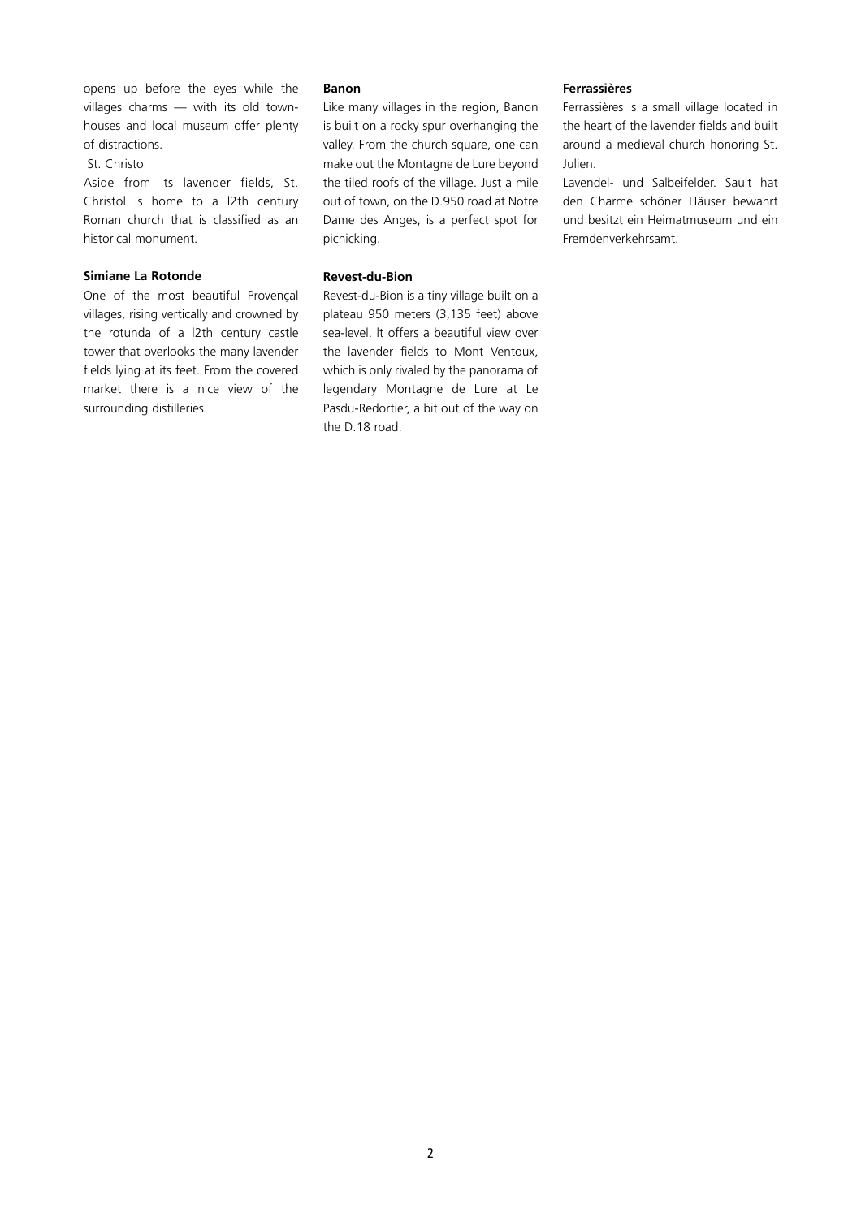opens up before the eyes while the villages charms — with its old townhouses and local museum offer plenty of distractions.

St. Christol

Aside from its lavender fields, St. Christol is home to a l2th century Roman church that is classified as an historical monument.

**Simiane La Rotonde**

One of the most beautiful Provençal villages, rising vertically and crowned by the rotunda of a l2th century castle tower that overlooks the many lavender fields lying at its feet. From the covered market there is a nice view of the surrounding distilleries.

**Banon**

Like many villages in the region, Banon is built on a rocky spur overhanging the valley. From the church square, one can make out the Montagne de Lure beyond the tiled roofs of the village. Just a mile out of town, on the D.950 road at Notre Dame des Anges, is a perfect spot for picnicking.

**Revest-du-Bion**

Revest-du-Bion is a tiny village built on a plateau 950 meters (3,135 feet) above sea-level. It offers a beautiful view over the lavender fields to Mont Ventoux, which is only rivaled by the panorama of legendary Montagne de Lure at Le Pasdu-Redortier, a bit out of the way on the D.18 road.

**Ferrassières**

Ferrassières is a small village located in the heart of the lavender fields and built around a medieval church honoring St. Julien.

Lavendel- und Salbeifelder. Sault hat den Charme schöner Häuser bewahrt und besitzt ein Heimatmuseum und ein Fremdenverkehrsamt.